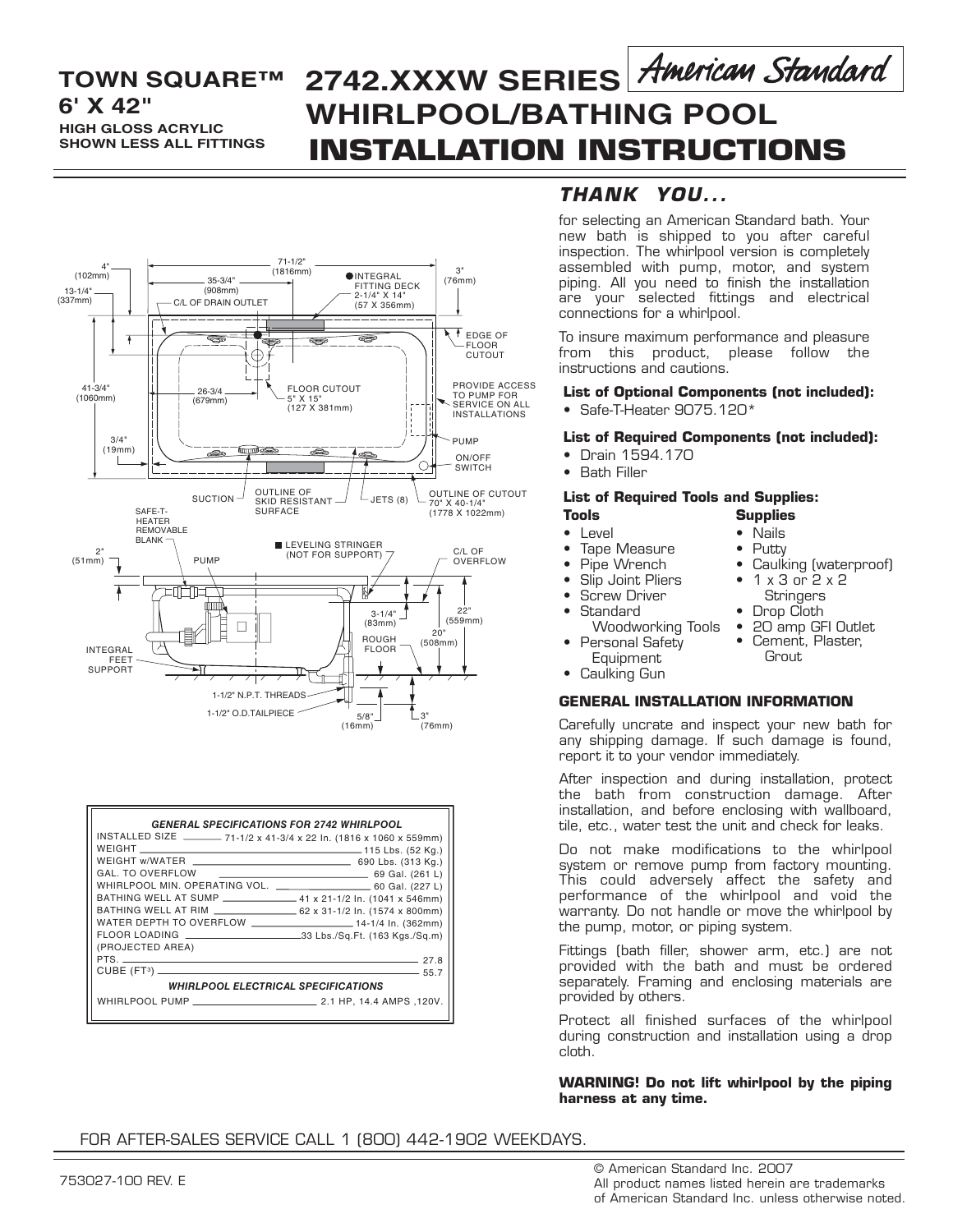# TOWN SQUARE™ 6' X 42"

**HIGH GLOSS ACRYLIC SHOWN LESS ALL FITTINGS**

# 2742.XXXW SERIES WHIRLPOOL/BATHING POOL INSTALLATION INSTRUCTIONS

American Standard

4" (102mm)
13-1/4" (337mm)
35-3/4" (908mm)
C/L OF DRAIN OUTLET
71-1/2" (1816mm)
INTEGRAL FITTING DECK 2-1/4" X 14" (57 X 356mm)
3" (76mm)
EDGE OF FLOOR CUTOUT
41-3/4" (1060mm)
26-3/4 (679mm)
FLOOR CUTOUT 5" X 15" (127 X 381mm)
PROVIDE ACCESS TO PUMP FOR SERVICE ON ALL INSTALLATIONS
PUMP
3/4" (19mm)
ON/OFF SWITCH
SUCTION
OUTLINE OF SKID RESISTANT SURFACE
JETS (8)
OUTLINE OF CUTOUT 70" X 40-1/4" (1778 X 1022mm)
SAFE-T-HEATER REMOVABLE BLANK
LEVELING STRINGER (NOT FOR SUPPORT)
2" (51mm)
PUMP
C/L OF OVERFLOW
3-1/4" (83mm)
22" (559mm)
20" (508mm)
ROUGH FLOOR
INTEGRAL FEET SUPPORT
1-1/2" N.P.T. THREADS
1-1/2" O.D.TAILPIECE
5/8" (16mm)
3" (76mm)

| GENERAL SPECIFICATIONS FOR 2742 WHIRLPOOL | |
|---|---|
| INSTALLED SIZE | 71-1/2 x 41-3/4 x 22 In. (1816 x 1060 x 559mm) |
| WEIGHT | 115 Lbs. (52 Kg.) |
| WEIGHT w/WATER | 690 Lbs. (313 Kg.) |
| GAL. TO OVERFLOW | 69 Gal. (261 L) |
| WHIRLPOOL MIN. OPERATING VOL. | 60 Gal. (227 L) |
| BATHING WELL AT SUMP | 41 x 21-1/2 In. (1041 x 546mm) |
| BATHING WELL AT RIM | 62 x 31-1/2 In. (1574 x 800mm) |
| WATER DEPTH TO OVERFLOW | 14-1/4 In. (362mm) |
| FLOOR LOADING (PROJECTED AREA) | 33 Lbs./Sq.Ft. (163 Kgs./Sq.m) |
| PTS. | 27.8 |
| CUBE ($FT^3$) | 55.7 |
| **WHIRLPOOL ELECTRICAL SPECIFICATIONS** | |
| WHIRLPOOL PUMP | 2.1 HP, 14.4 AMPS ,120V. |

## *THANK YOU...*

for selecting an American Standard bath. Your new bath is shipped to you after careful inspection. The whirlpool version is completely assembled with pump, motor, and system piping. All you need to finish the installation are your selected fittings and electrical connections for a whirlpool.

To insure maximum performance and pleasure from this product, please follow the instructions and cautions.

**List of Optional Components (not included):**

- Safe-T-Heater 9075.120*

**List of Required Components (not included):**

- Drain 1594.170
- Bath Filler

**List of Required Tools and Supplies:**

**Tools**

- Level
- Tape Measure
- Pipe Wrench
- Slip Joint Pliers
- Screw Driver
- Standard Woodworking Tools
- Personal Safety Equipment
- Caulking Gun

**Supplies**

- Nails
- Putty
- Caulking (waterproof)
- 1 x 3 or 2 x 2 Stringers
- Drop Cloth
- 20 amp GFI Outlet
- Cement, Plaster, Grout

### GENERAL INSTALLATION INFORMATION

Carefully uncrate and inspect your new bath for any shipping damage. If such damage is found, report it to your vendor immediately.

After inspection and during installation, protect the bath from construction damage. After installation, and before enclosing with wallboard, tile, etc., water test the unit and check for leaks.

Do not make modifications to the whirlpool system or remove pump from factory mounting. This could adversely affect the safety and performance of the whirlpool and void the warranty. Do not handle or move the whirlpool by the pump, motor, or piping system.

Fittings (bath filler, shower arm, etc.) are not provided with the bath and must be ordered separately. Framing and enclosing materials are provided by others.

Protect all finished surfaces of the whirlpool during construction and installation using a drop cloth.

**WARNING! Do not lift whirlpool by the piping harness at any time.**

FOR AFTER-SALES SERVICE CALL 1 (800) 442-1902 WEEKDAYS.

753027-100 REV. E

© American Standard Inc. 2007
All product names listed herein are trademarks of American Standard Inc. unless otherwise noted.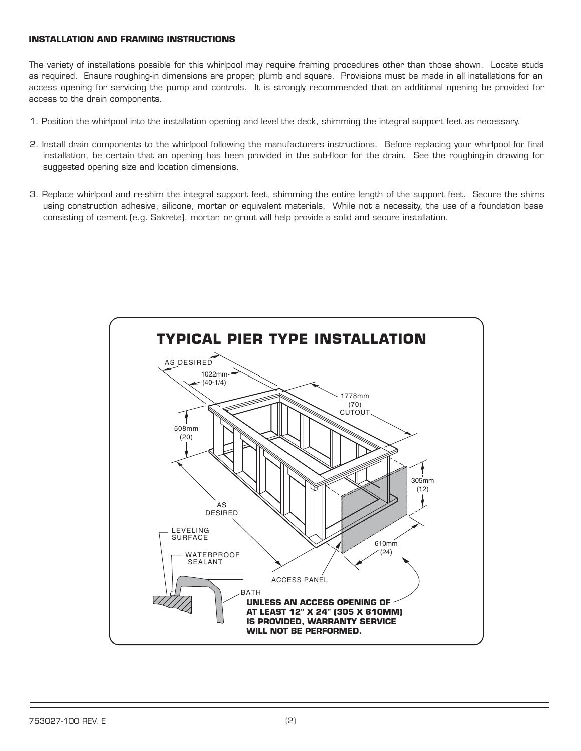**INSTALLATION AND FRAMING INSTRUCTIONS**

The variety of installations possible for this whirlpool may require framing procedures other than those shown. Locate studs as required. Ensure roughing-in dimensions are proper, plumb and square. Provisions must be made in all installations for an access opening for servicing the pump and controls. It is strongly recommended that an additional opening be provided for access to the drain components.

1. Position the whirlpool into the installation opening and level the deck, shimming the integral support feet as necessary.

2. Install drain components to the whirlpool following the manufacturers instructions. Before replacing your whirlpool for final installation, be certain that an opening has been provided in the sub-floor for the drain. See the roughing-in drawing for suggested opening size and location dimensions.

3. Replace whirlpool and re-shim the integral support feet, shimming the entire length of the support feet. Secure the shims using construction adhesive, silicone, mortar or equivalent materials. While not a necessity, the use of a foundation base consisting of cement (e.g. Sakrete), mortar, or grout will help provide a solid and secure installation.

## TYPICAL PIER TYPE INSTALLATION

AS DESIRED

1022mm (40-1/4)

1778mm (70) CUTOUT

508mm (20)

305mm (12)

AS DESIRED

610mm (24)

LEVELING SURFACE

WATERPROOF SEALANT

ACCESS PANEL

BATH

**UNLESS AN ACCESS OPENING OF AT LEAST 12" X 24" (305 X 610MM) IS PROVIDED, WARRANTY SERVICE WILL NOT BE PERFORMED.**

753027-100 REV. E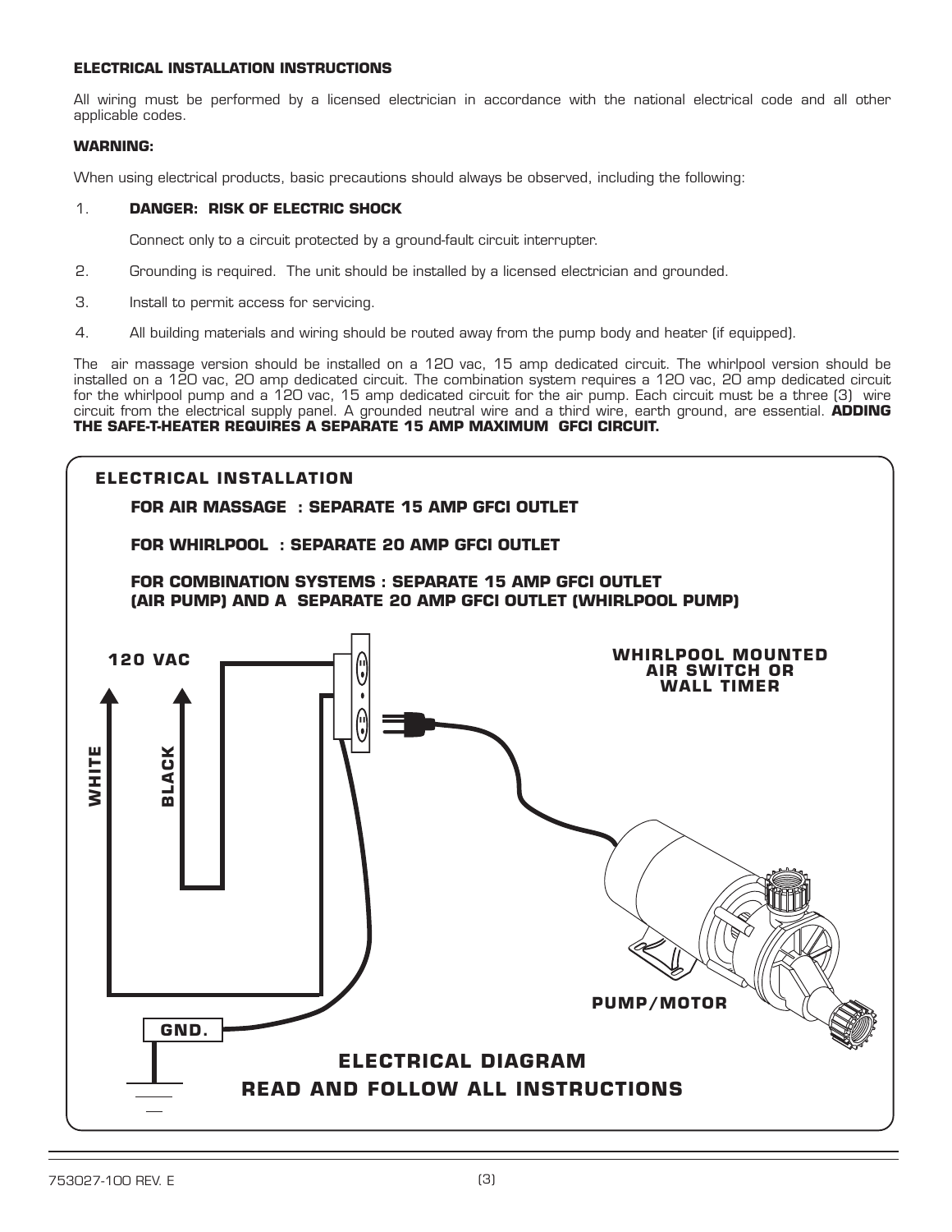**ELECTRICAL INSTALLATION INSTRUCTIONS**

All wiring must be performed by a licensed electrician in accordance with the national electrical code and all other applicable codes.

**WARNING:**

When using electrical products, basic precautions should always be observed, including the following:

1. **DANGER: RISK OF ELECTRIC SHOCK**

   Connect only to a circuit protected by a ground-fault circuit interrupter.

2. Grounding is required. The unit should be installed by a licensed electrician and grounded.

3. Install to permit access for servicing.

4. All building materials and wiring should be routed away from the pump body and heater (if equipped).

The air massage version should be installed on a 120 vac, 15 amp dedicated circuit. The whirlpool version should be installed on a 120 vac, 20 amp dedicated circuit. The combination system requires a 120 vac, 20 amp dedicated circuit for the whirlpool pump and a 120 vac, 15 amp dedicated circuit for the air pump. Each circuit must be a three (3) wire circuit from the electrical supply panel. A grounded neutral wire and a third wire, earth ground, are essential. **ADDING THE SAFE-T-HEATER REQUIRES A SEPARATE 15 AMP MAXIMUM GFCI CIRCUIT.**

**ELECTRICAL INSTALLATION**

**FOR AIR MASSAGE : SEPARATE 15 AMP GFCI OUTLET**

**FOR WHIRLPOOL : SEPARATE 20 AMP GFCI OUTLET**

**FOR COMBINATION SYSTEMS : SEPARATE 15 AMP GFCI OUTLET (AIR PUMP) AND A SEPARATE 20 AMP GFCI OUTLET (WHIRLPOOL PUMP)**

120 VAC

WHITE

BLACK

WHIRLPOOL MOUNTED AIR SWITCH OR WALL TIMER

PUMP/MOTOR

GND.

**ELECTRICAL DIAGRAM**

**READ AND FOLLOW ALL INSTRUCTIONS**

753027-100 REV. E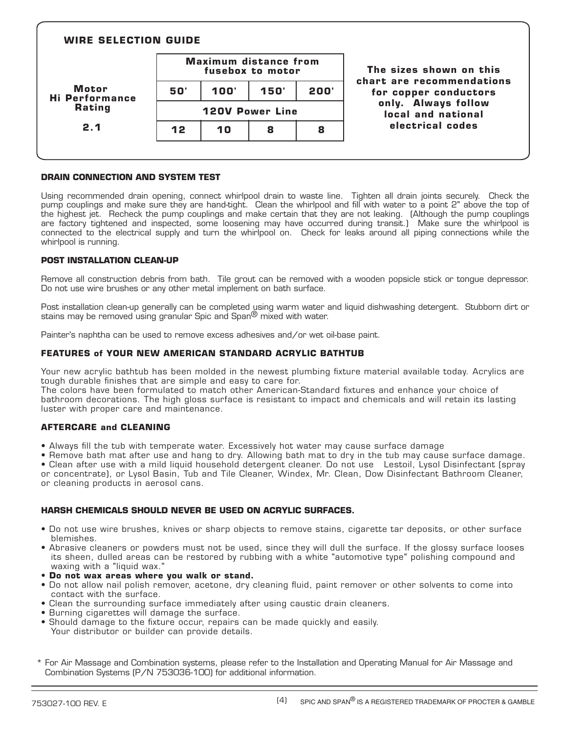## WIRE SELECTION GUIDE

| Motor Hi Performance Rating | Maximum distance from fusebox to motor | | | |
|---|---|---|---|---|
| | 50' | 100' | 150' | 200' |
| | 120V Power Line | | | |
| 2.1 | 12 | 10 | 8 | 8 |

**The sizes shown on this chart are recommendations for copper conductors only. Always follow local and national electrical codes**

### DRAIN CONNECTION AND SYSTEM TEST

Using recommended drain opening, connect whirlpool drain to waste line. Tighten all drain joints securely. Check the pump couplings and make sure they are hand-tight. Clean the whirlpool and fill with water to a point 2" above the top of the highest jet. Recheck the pump couplings and make certain that they are not leaking. (Although the pump couplings are factory tightened and inspected, some loosening may have occurred during transit.) Make sure the whirlpool is connected to the electrical supply and turn the whirlpool on. Check for leaks around all piping connections while the whirlpool is running.

### POST INSTALLATION CLEAN-UP

Remove all construction debris from bath. Tile grout can be removed with a wooden popsicle stick or tongue depressor. Do not use wire brushes or any other metal implement on bath surface.

Post installation clean-up generally can be completed using warm water and liquid dishwashing detergent. Stubborn dirt or stains may be removed using granular Spic and Span® mixed with water.

Painter's naphtha can be used to remove excess adhesives and/or wet oil-base paint.

### FEATURES of YOUR NEW AMERICAN STANDARD ACRYLIC BATHTUB

Your new acrylic bathtub has been molded in the newest plumbing fixture material available today. Acrylics are tough durable finishes that are simple and easy to care for.
The colors have been formulated to match other American-Standard fixtures and enhance your choice of bathroom decorations. The high gloss surface is resistant to impact and chemicals and will retain its lasting luster with proper care and maintenance.

### AFTERCARE and CLEANING

- Always fill the tub with temperate water. Excessively hot water may cause surface damage
- Remove bath mat after use and hang to dry. Allowing bath mat to dry in the tub may cause surface damage.
- Clean after use with a mild liquid household detergent cleaner. Do not use Lestoil, Lysol Disinfectant (spray or concentrate), or Lysol Basin, Tub and Tile Cleaner, Windex, Mr. Clean, Dow Disinfectant Bathroom Cleaner, or cleaning products in aerosol cans.

### HARSH CHEMICALS SHOULD NEVER BE USED ON ACRYLIC SURFACES.

- Do not use wire brushes, knives or sharp objects to remove stains, cigarette tar deposits, or other surface blemishes.
- Abrasive cleaners or powders must not be used, since they will dull the surface. If the glossy surface looses its sheen, dulled areas can be restored by rubbing with a white "automotive type" polishing compound and waxing with a "liquid wax."
- **Do not wax areas where you walk or stand.**
- Do not allow nail polish remover, acetone, dry cleaning fluid, paint remover or other solvents to come into contact with the surface.
- Clean the surrounding surface immediately after using caustic drain cleaners.
- Burning cigarettes will damage the surface.
- Should damage to the fixture occur, repairs can be made quickly and easily. Your distributor or builder can provide details.

\* For Air Massage and Combination systems, please refer to the Installation and Operating Manual for Air Massage and Combination Systems (P/N 753036-100) for additional information.

753027-100 REV. E

SPIC AND SPAN® IS A REGISTERED TRADEMARK OF PROCTER & GAMBLE